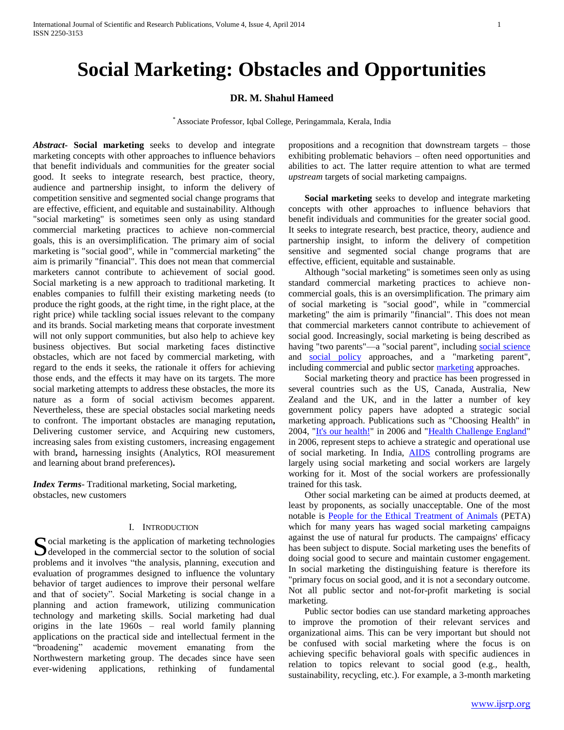# Social Marketing: Obstacles and Opportunities

**DR. M. Shahul Hameed**

[*] Associate Professor, Iqbal College, Peringammala, Kerala, India

***Abstract***- **Social marketing** seeks to develop and integrate marketing concepts with other approaches to influence behaviors that benefit individuals and communities for the greater social good. It seeks to integrate research, best practice, theory, audience and partnership insight, to inform the delivery of competition sensitive and segmented social change programs that are effective, efficient, and equitable and sustainability. Although "social marketing" is sometimes seen only as using standard commercial marketing practices to achieve non-commercial goals, this is an oversimplification. The primary aim of social marketing is "social good", while in "commercial marketing" the aim is primarily "financial". This does not mean that commercial marketers cannot contribute to achievement of social good. Social marketing is a new approach to traditional marketing. It enables companies to fulfill their existing marketing needs (to produce the right goods, at the right time, in the right place, at the right price) while tackling social issues relevant to the company and its brands. Social marketing means that corporate investment will not only support communities, but also help to achieve key business objectives. But social marketing faces distinctive obstacles, which are not faced by commercial marketing, with regard to the ends it seeks, the rationale it offers for achieving those ends, and the effects it may have on its targets. The more social marketing attempts to address these obstacles, the more its nature as a form of social activism becomes apparent. Nevertheless, these are special obstacles social marketing needs to confront. The important obstacles are managing reputation**,** Delivering customer service, and Acquiring new customers, increasing sales from existing customers, increasing engagement with brand**,** harnessing insights (Analytics, ROI measurement and learning about brand preferences)**.**

***Index Terms***- Traditional marketing, Social marketing, obstacles, new customers

## I. Introduction

Social marketing is the application of marketing technologies developed in the commercial sector to the solution of social problems and it involves "the analysis, planning, execution and evaluation of programmes designed to influence the voluntary behavior of target audiences to improve their personal welfare and that of society". Social Marketing is social change in a planning and action framework, utilizing communication technology and marketing skills. Social marketing had dual origins in the late 1960s – real world family planning applications on the practical side and intellectual ferment in the "broadening" academic movement emanating from the Northwestern marketing group. The decades since have seen ever-widening applications, rethinking of fundamental propositions and a recognition that downstream targets – those exhibiting problematic behaviors – often need opportunities and abilities to act. The latter require attention to what are termed *upstream* targets of social marketing campaigns.

**Social marketing** seeks to develop and integrate marketing concepts with other approaches to influence behaviors that benefit individuals and communities for the greater social good. It seeks to integrate research, best practice, theory, audience and partnership insight, to inform the delivery of competition sensitive and segmented social change programs that are effective, efficient, equitable and sustainable.

Although "social marketing" is sometimes seen only as using standard commercial marketing practices to achieve non-commercial goals, this is an oversimplification. The primary aim of social marketing is "social good", while in "commercial marketing" the aim is primarily "financial". This does not mean that commercial marketers cannot contribute to achievement of social good. Increasingly, social marketing is being described as having "two parents"—a "social parent", including social science and social policy approaches, and a "marketing parent", including commercial and public sector marketing approaches.

Social marketing theory and practice has been progressed in several countries such as the US, Canada, Australia, New Zealand and the UK, and in the latter a number of key government policy papers have adopted a strategic social marketing approach. Publications such as "Choosing Health" in 2004, "It's our health!" in 2006 and "Health Challenge England" in 2006, represent steps to achieve a strategic and operational use of social marketing. In India, AIDS controlling programs are largely using social marketing and social workers are largely working for it. Most of the social workers are professionally trained for this task.

Other social marketing can be aimed at products deemed, at least by proponents, as socially unacceptable. One of the most notable is People for the Ethical Treatment of Animals (PETA) which for many years has waged social marketing campaigns against the use of natural fur products. The campaigns' efficacy has been subject to dispute. Social marketing uses the benefits of doing social good to secure and maintain customer engagement. In social marketing the distinguishing feature is therefore its "primary focus on social good, and it is not a secondary outcome. Not all public sector and not-for-profit marketing is social marketing.

Public sector bodies can use standard marketing approaches to improve the promotion of their relevant services and organizational aims. This can be very important but should not be confused with social marketing where the focus is on achieving specific behavioral goals with specific audiences in relation to topics relevant to social good (e.g., health, sustainability, recycling, etc.). For example, a 3-month marketing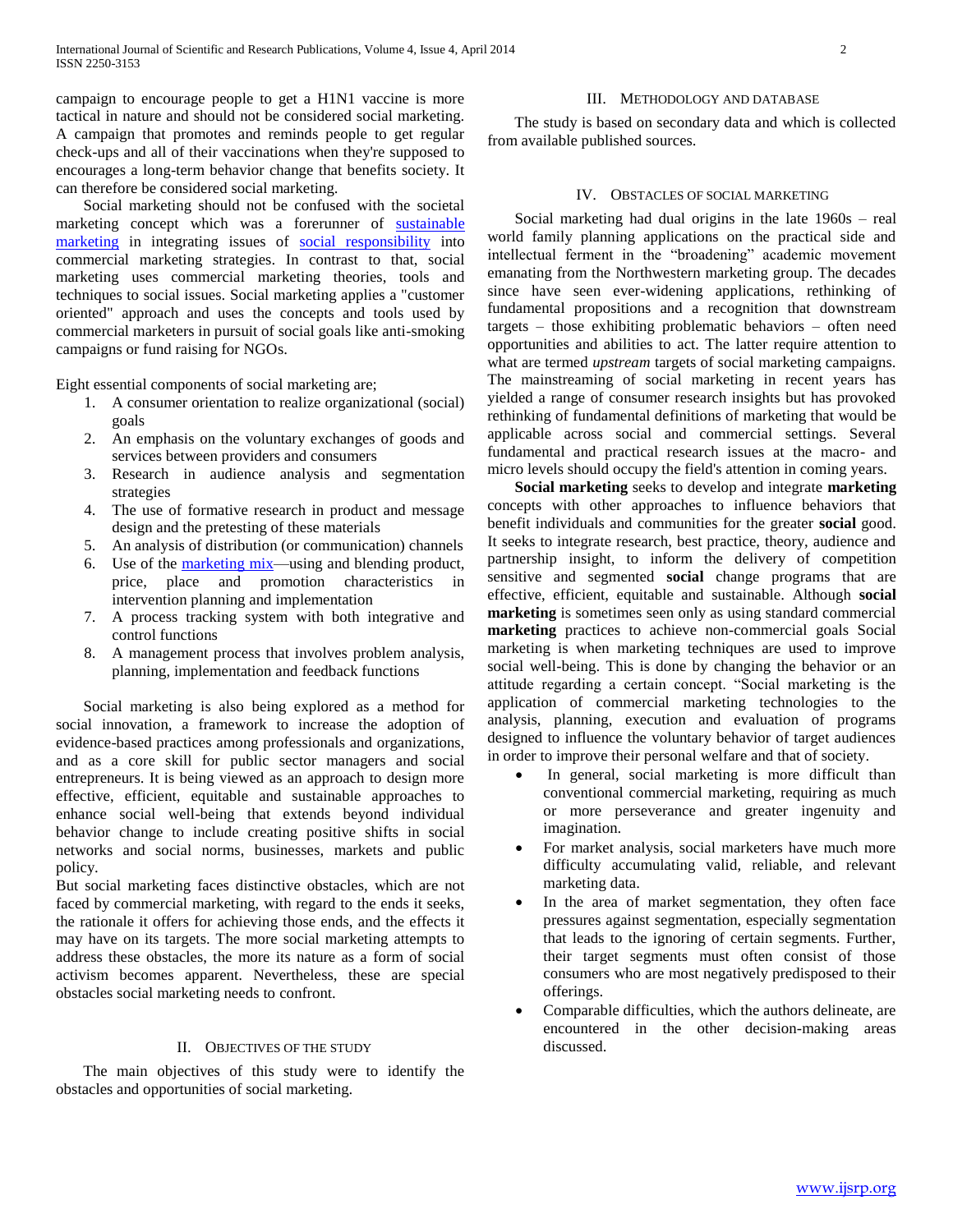campaign to encourage people to get a H1N1 vaccine is more tactical in nature and should not be considered social marketing. A campaign that promotes and reminds people to get regular check-ups and all of their vaccinations when they're supposed to encourages a long-term behavior change that benefits society. It can therefore be considered social marketing.

Social marketing should not be confused with the societal marketing concept which was a forerunner of sustainable marketing in integrating issues of social responsibility into commercial marketing strategies. In contrast to that, social marketing uses commercial marketing theories, tools and techniques to social issues. Social marketing applies a "customer oriented" approach and uses the concepts and tools used by commercial marketers in pursuit of social goals like anti-smoking campaigns or fund raising for NGOs.

Eight essential components of social marketing are;

1. A consumer orientation to realize organizational (social) goals
2. An emphasis on the voluntary exchanges of goods and services between providers and consumers
3. Research in audience analysis and segmentation strategies
4. The use of formative research in product and message design and the pretesting of these materials
5. An analysis of distribution (or communication) channels
6. Use of the marketing mix—using and blending product, price, place and promotion characteristics in intervention planning and implementation
7. A process tracking system with both integrative and control functions
8. A management process that involves problem analysis, planning, implementation and feedback functions

Social marketing is also being explored as a method for social innovation, a framework to increase the adoption of evidence-based practices among professionals and organizations, and as a core skill for public sector managers and social entrepreneurs. It is being viewed as an approach to design more effective, efficient, equitable and sustainable approaches to enhance social well-being that extends beyond individual behavior change to include creating positive shifts in social networks and social norms, businesses, markets and public policy.

But social marketing faces distinctive obstacles, which are not faced by commercial marketing, with regard to the ends it seeks, the rationale it offers for achieving those ends, and the effects it may have on its targets. The more social marketing attempts to address these obstacles, the more its nature as a form of social activism becomes apparent. Nevertheless, these are special obstacles social marketing needs to confront.

## II. Objectives of the Study

The main objectives of this study were to identify the obstacles and opportunities of social marketing.

## III. Methodology and Database

The study is based on secondary data and which is collected from available published sources.

## IV. Obstacles of Social Marketing

Social marketing had dual origins in the late 1960s – real world family planning applications on the practical side and intellectual ferment in the "broadening" academic movement emanating from the Northwestern marketing group. The decades since have seen ever-widening applications, rethinking of fundamental propositions and a recognition that downstream targets – those exhibiting problematic behaviors – often need opportunities and abilities to act. The latter require attention to what are termed *upstream* targets of social marketing campaigns. The mainstreaming of social marketing in recent years has yielded a range of consumer research insights but has provoked rethinking of fundamental definitions of marketing that would be applicable across social and commercial settings. Several fundamental and practical research issues at the macro- and micro levels should occupy the field's attention in coming years.

**Social marketing** seeks to develop and integrate **marketing** concepts with other approaches to influence behaviors that benefit individuals and communities for the greater **social** good. It seeks to integrate research, best practice, theory, audience and partnership insight, to inform the delivery of competition sensitive and segmented **social** change programs that are effective, efficient, equitable and sustainable. Although **social marketing** is sometimes seen only as using standard commercial **marketing** practices to achieve non-commercial goals Social marketing is when marketing techniques are used to improve social well-being. This is done by changing the behavior or an attitude regarding a certain concept. "Social marketing is the application of commercial marketing technologies to the analysis, planning, execution and evaluation of programs designed to influence the voluntary behavior of target audiences in order to improve their personal welfare and that of society.

- In general, social marketing is more difficult than conventional commercial marketing, requiring as much or more perseverance and greater ingenuity and imagination.
- For market analysis, social marketers have much more difficulty accumulating valid, reliable, and relevant marketing data.
- In the area of market segmentation, they often face pressures against segmentation, especially segmentation that leads to the ignoring of certain segments. Further, their target segments must often consist of those consumers who are most negatively predisposed to their offerings.
- Comparable difficulties, which the authors delineate, are encountered in the other decision-making areas discussed.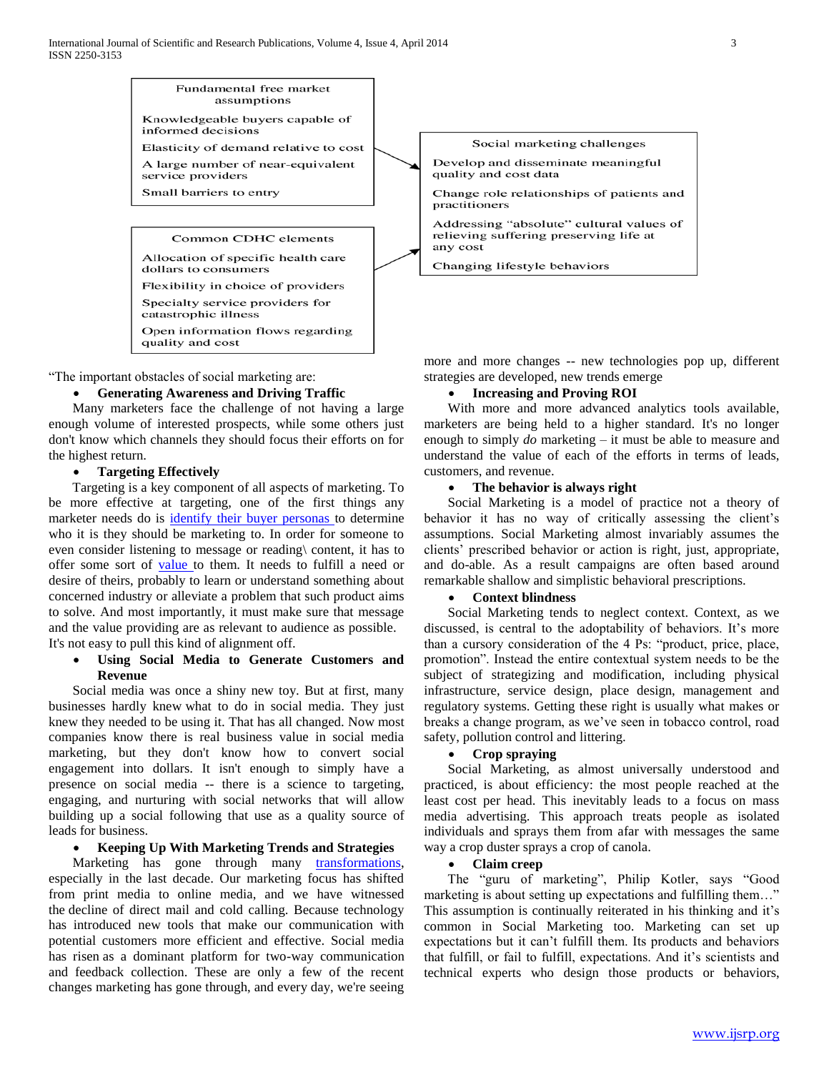Fundamental free market assumptions

- Knowledgeable buyers capable of informed decisions
- Elasticity of demand relative to cost
- A large number of near-equivalent service providers
- Small barriers to entry

Common CDHC elements

- Allocation of specific health care dollars to consumers
- Flexibility in choice of providers
- Specialty service providers for catastrophic illness
- Open information flows regarding quality and cost

Social marketing challenges

- Develop and disseminate meaningful quality and cost data
- Change role relationships of patients and practitioners
- Addressing "absolute" cultural values of relieving suffering preserving life at any cost
- Changing lifestyle behaviors

"The important obstacles of social marketing are:

- **Generating Awareness and Driving Traffic**

Many marketers face the challenge of not having a large enough volume of interested prospects, while some others just don't know which channels they should focus their efforts on for the highest return.

- **Targeting Effectively**

Targeting is a key component of all aspects of marketing. To be more effective at targeting, one of the first things any marketer needs do is identify their buyer personas to determine who it is they should be marketing to. In order for someone to even consider listening to message or reading\ content, it has to offer some sort of value to them. It needs to fulfill a need or desire of theirs, probably to learn or understand something about concerned industry or alleviate a problem that such product aims to solve. And most importantly, it must make sure that message and the value providing are as relevant to audience as possible. It's not easy to pull this kind of alignment off.

- **Using Social Media to Generate Customers and Revenue**

Social media was once a shiny new toy. But at first, many businesses hardly knew what to do in social media. They just knew they needed to be using it. That has all changed. Now most companies know there is real business value in social media marketing, but they don't know how to convert social engagement into dollars. It isn't enough to simply have a presence on social media -- there is a science to targeting, engaging, and nurturing with social networks that will allow building up a social following that use as a quality source of leads for business.

- **Keeping Up With Marketing Trends and Strategies**

Marketing has gone through many transformations, especially in the last decade. Our marketing focus has shifted from print media to online media, and we have witnessed the decline of direct mail and cold calling. Because technology has introduced new tools that make our communication with potential customers more efficient and effective. Social media has risen as a dominant platform for two-way communication and feedback collection. These are only a few of the recent changes marketing has gone through, and every day, we're seeing more and more changes -- new technologies pop up, different strategies are developed, new trends emerge

- **Increasing and Proving ROI**

With more and more advanced analytics tools available, marketers are being held to a higher standard. It's no longer enough to simply *do* marketing – it must be able to measure and understand the value of each of the efforts in terms of leads, customers, and revenue.

- **The behavior is always right**

Social Marketing is a model of practice not a theory of behavior it has no way of critically assessing the client's assumptions. Social Marketing almost invariably assumes the clients' prescribed behavior or action is right, just, appropriate, and do-able. As a result campaigns are often based around remarkable shallow and simplistic behavioral prescriptions.

- **Context blindness**

Social Marketing tends to neglect context. Context, as we discussed, is central to the adoptability of behaviors. It's more than a cursory consideration of the 4 Ps: "product, price, place, promotion". Instead the entire contextual system needs to be the subject of strategizing and modification, including physical infrastructure, service design, place design, management and regulatory systems. Getting these right is usually what makes or breaks a change program, as we've seen in tobacco control, road safety, pollution control and littering.

- **Crop spraying**

Social Marketing, as almost universally understood and practiced, is about efficiency: the most people reached at the least cost per head. This inevitably leads to a focus on mass media advertising. This approach treats people as isolated individuals and sprays them from afar with messages the same way a crop duster sprays a crop of canola.

- **Claim creep**

The "guru of marketing", Philip Kotler, says "Good marketing is about setting up expectations and fulfilling them…" This assumption is continually reiterated in his thinking and it's common in Social Marketing too. Marketing can set up expectations but it can't fulfill them. Its products and behaviors that fulfill, or fail to fulfill, expectations. And it's scientists and technical experts who design those products or behaviors,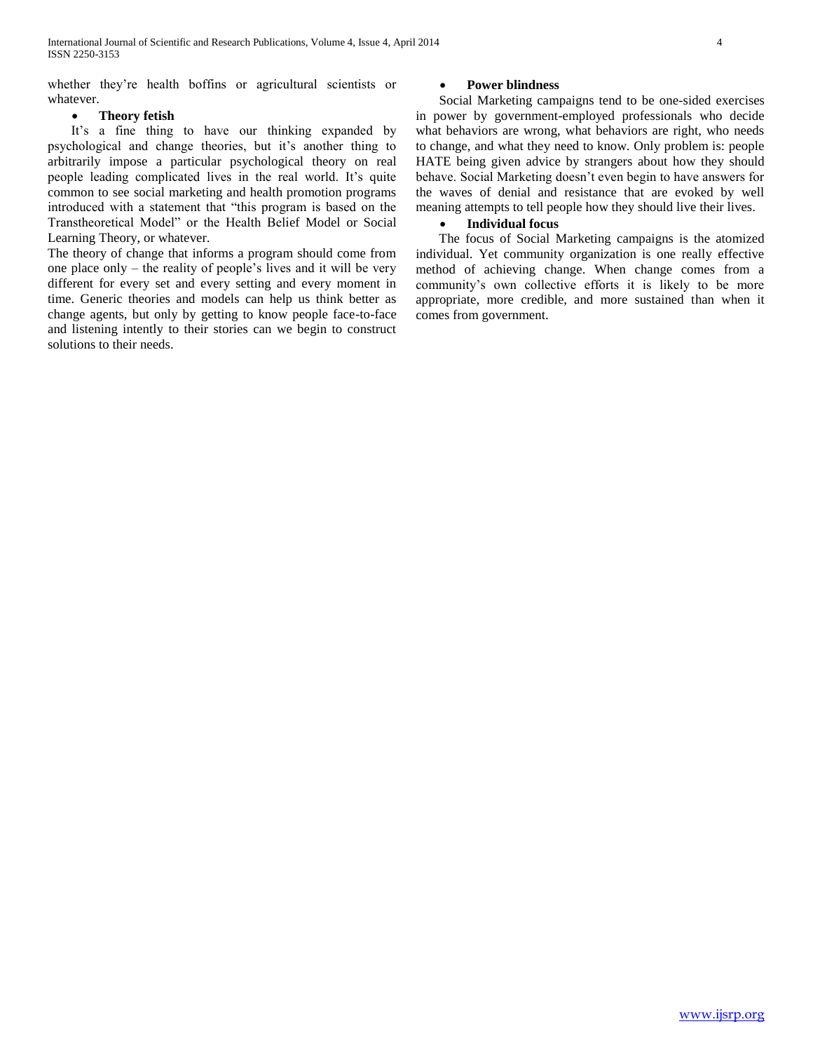whether they're health boffins or agricultural scientists or whatever.

- **Theory fetish**

It's a fine thing to have our thinking expanded by psychological and change theories, but it's another thing to arbitrarily impose a particular psychological theory on real people leading complicated lives in the real world. It's quite common to see social marketing and health promotion programs introduced with a statement that "this program is based on the Transtheoretical Model" or the Health Belief Model or Social Learning Theory, or whatever.

The theory of change that informs a program should come from one place only – the reality of people's lives and it will be very different for every set and every setting and every moment in time. Generic theories and models can help us think better as change agents, but only by getting to know people face-to-face and listening intently to their stories can we begin to construct solutions to their needs.

- **Power blindness**

Social Marketing campaigns tend to be one-sided exercises in power by government-employed professionals who decide what behaviors are wrong, what behaviors are right, who needs to change, and what they need to know. Only problem is: people HATE being given advice by strangers about how they should behave. Social Marketing doesn't even begin to have answers for the waves of denial and resistance that are evoked by well meaning attempts to tell people how they should live their lives.

- **Individual focus**

The focus of Social Marketing campaigns is the atomized individual. Yet community organization is one really effective method of achieving change. When change comes from a community's own collective efforts it is likely to be more appropriate, more credible, and more sustained than when it comes from government.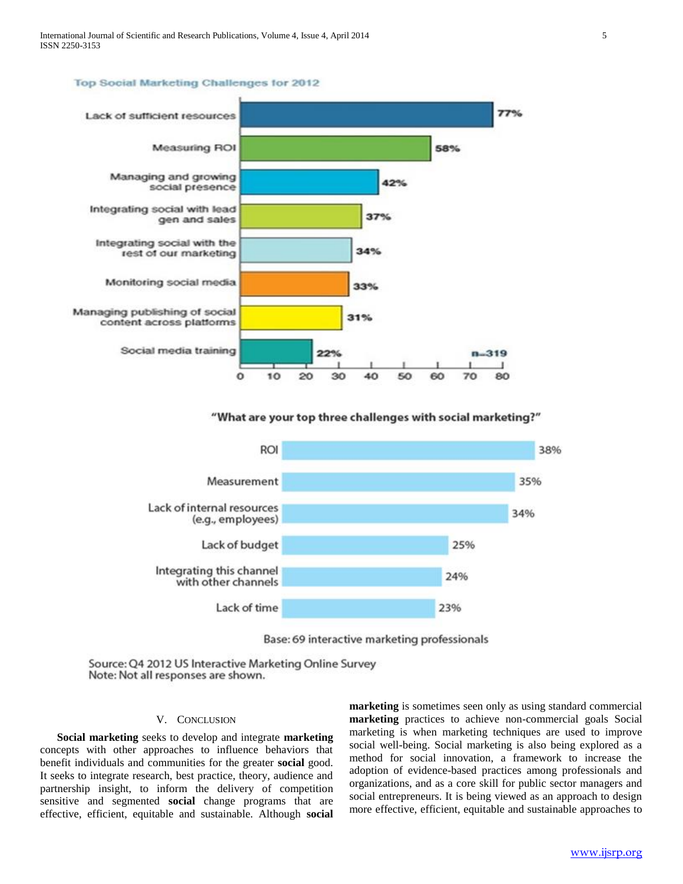**Top Social Marketing Challenges for 2012**

| Challenge | % |
|---|---|
| Lack of sufficient resources | 77% |
| Measuring ROI | 58% |
| Managing and growing social presence | 42% |
| Integrating social with lead gen and sales | 37% |
| Integrating social with the rest of our marketing | 34% |
| Monitoring social media | 33% |
| Managing publishing of social content across platforms | 31% |
| Social media training | 22% |

n=319

**"What are your top three challenges with social marketing?"**

| Challenge | % |
|---|---|
| ROI | 38% |
| Measurement | 35% |
| Lack of internal resources (e.g., employees) | 34% |
| Lack of budget | 25% |
| Integrating this channel with other channels | 24% |
| Lack of time | 23% |

Base: 69 interactive marketing professionals

Source: Q4 2012 US Interactive Marketing Online Survey
Note: Not all responses are shown.

## V. Conclusion

**Social marketing** seeks to develop and integrate **marketing** concepts with other approaches to influence behaviors that benefit individuals and communities for the greater **social** good. It seeks to integrate research, best practice, theory, audience and partnership insight, to inform the delivery of competition sensitive and segmented **social** change programs that are effective, efficient, equitable and sustainable. Although **social marketing** is sometimes seen only as using standard commercial **marketing** practices to achieve non-commercial goals Social marketing is when marketing techniques are used to improve social well-being. Social marketing is also being explored as a method for social innovation, a framework to increase the adoption of evidence-based practices among professionals and organizations, and as a core skill for public sector managers and social entrepreneurs. It is being viewed as an approach to design more effective, efficient, equitable and sustainable approaches to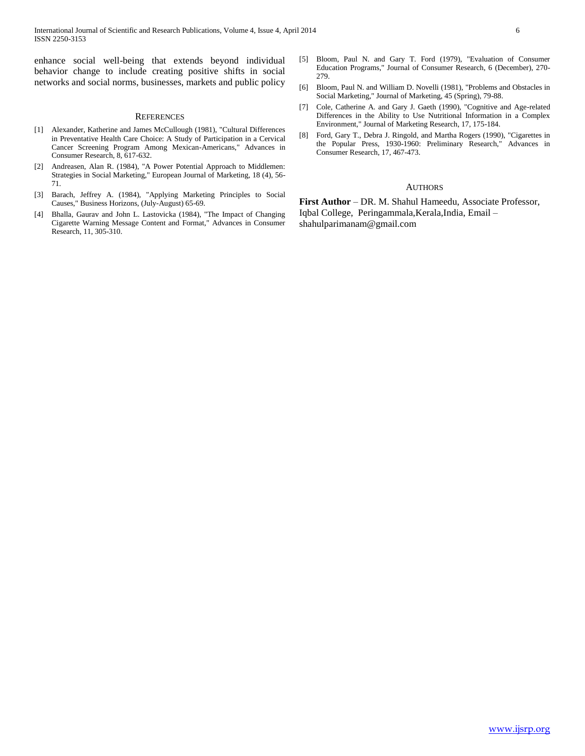enhance social well-being that extends beyond individual behavior change to include creating positive shifts in social networks and social norms, businesses, markets and public policy

## References

[1] Alexander, Katherine and James McCullough (1981), "Cultural Differences in Preventative Health Care Choice: A Study of Participation in a Cervical Cancer Screening Program Among Mexican-Americans," Advances in Consumer Research, 8, 617-632.

[2] Andreasen, Alan R. (1984), "A Power Potential Approach to Middlemen: Strategies in Social Marketing," European Journal of Marketing, 18 (4), 56-71.

[3] Barach, Jeffrey A. (1984), "Applying Marketing Principles to Social Causes," Business Horizons, (July-August) 65-69.

[4] Bhalla, Gaurav and John L. Lastovicka (1984), "The Impact of Changing Cigarette Warning Message Content and Format," Advances in Consumer Research, 11, 305-310.

[5] Bloom, Paul N. and Gary T. Ford (1979), "Evaluation of Consumer Education Programs," Journal of Consumer Research, 6 (December), 270-279.

[6] Bloom, Paul N. and William D. Novelli (1981), "Problems and Obstacles in Social Marketing," Journal of Marketing, 45 (Spring), 79-88.

[7] Cole, Catherine A. and Gary J. Gaeth (1990), "Cognitive and Age-related Differences in the Ability to Use Nutritional Information in a Complex Environment," Journal of Marketing Research, 17, 175-184.

[8] Ford, Gary T., Debra J. Ringold, and Martha Rogers (1990), "Cigarettes in the Popular Press, 1930-1960: Preliminary Research," Advances in Consumer Research, 17, 467-473.

## Authors

**First Author** – DR. M. Shahul Hameedu, Associate Professor, Iqbal College, Peringammala,Kerala,India, Email – shahulparimanam@gmail.com